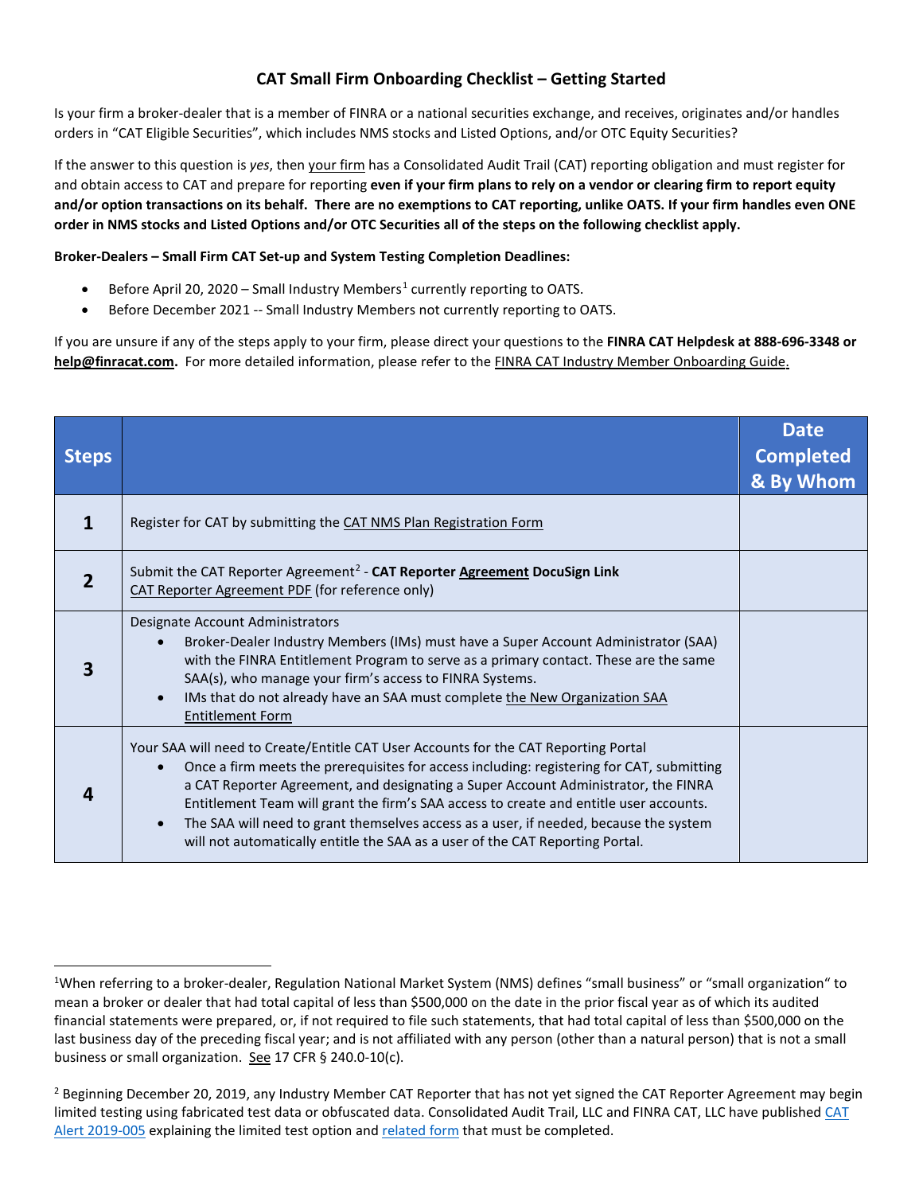# CAT Small Firm Onboarding Checklist – Getting Started

Is your firm a broker-dealer that is a member of FINRA or a national securities exchange, and receives, originates and/or handles orders in "CAT Eligible Securities", which includes NMS stocks and Listed Options, and/or OTC Equity Securities?

If the answer to this question is *yes*, then your firm has a Consolidated Audit Trail (CAT) reporting obligation and must register for and obtain access to CAT and prepare for reporting **even if your firm plans to rely on a vendor or clearing firm to report equity and/or option transactions on its behalf. There are no exemptions to CAT reporting, unlike OATS. If your firm handles even ONE order in NMS stocks and Listed Options and/or OTC Securities all of the steps on the following checklist apply.**

**Broker-Dealers – Small Firm CAT Set-up and System Testing Completion Deadlines:**

- Before April 20, 2020 – Small Industry Members[1] currently reporting to OATS.
- Before December 2021 -- Small Industry Members not currently reporting to OATS.

If you are unsure if any of the steps apply to your firm, please direct your questions to the **FINRA CAT Helpdesk at 888-696-3348 or help@finracat.com**. For more detailed information, please refer to the FINRA CAT Industry Member Onboarding Guide.

| Steps | | Date Completed & By Whom |
|---|---|---|
| 1 | Register for CAT by submitting the CAT NMS Plan Registration Form | |
| 2 | Submit the CAT Reporter Agreement[2] - **CAT Reporter Agreement DocuSign Link**<br>CAT Reporter Agreement PDF (for reference only) | |
| 3 | Designate Account Administrators<br>• Broker-Dealer Industry Members (IMs) must have a Super Account Administrator (SAA) with the FINRA Entitlement Program to serve as a primary contact. These are the same SAA(s), who manage your firm's access to FINRA Systems.<br>• IMs that do not already have an SAA must complete the New Organization SAA Entitlement Form | |
| 4 | Your SAA will need to Create/Entitle CAT User Accounts for the CAT Reporting Portal<br>• Once a firm meets the prerequisites for access including: registering for CAT, submitting a CAT Reporter Agreement, and designating a Super Account Administrator, the FINRA Entitlement Team will grant the firm's SAA access to create and entitle user accounts.<br>• The SAA will need to grant themselves access as a user, if needed, because the system will not automatically entitle the SAA as a user of the CAT Reporting Portal. | |

[1] When referring to a broker-dealer, Regulation National Market System (NMS) defines "small business" or "small organization" to mean a broker or dealer that had total capital of less than $500,000 on the date in the prior fiscal year as of which its audited financial statements were prepared, or, if not required to file such statements, that had total capital of less than $500,000 on the last business day of the preceding fiscal year; and is not affiliated with any person (other than a natural person) that is not a small business or small organization. See 17 CFR § 240.0-10(c).

[2] Beginning December 20, 2019, any Industry Member CAT Reporter that has not yet signed the CAT Reporter Agreement may begin limited testing using fabricated test data or obfuscated data. Consolidated Audit Trail, LLC and FINRA CAT, LLC have published CAT Alert 2019-005 explaining the limited test option and related form that must be completed.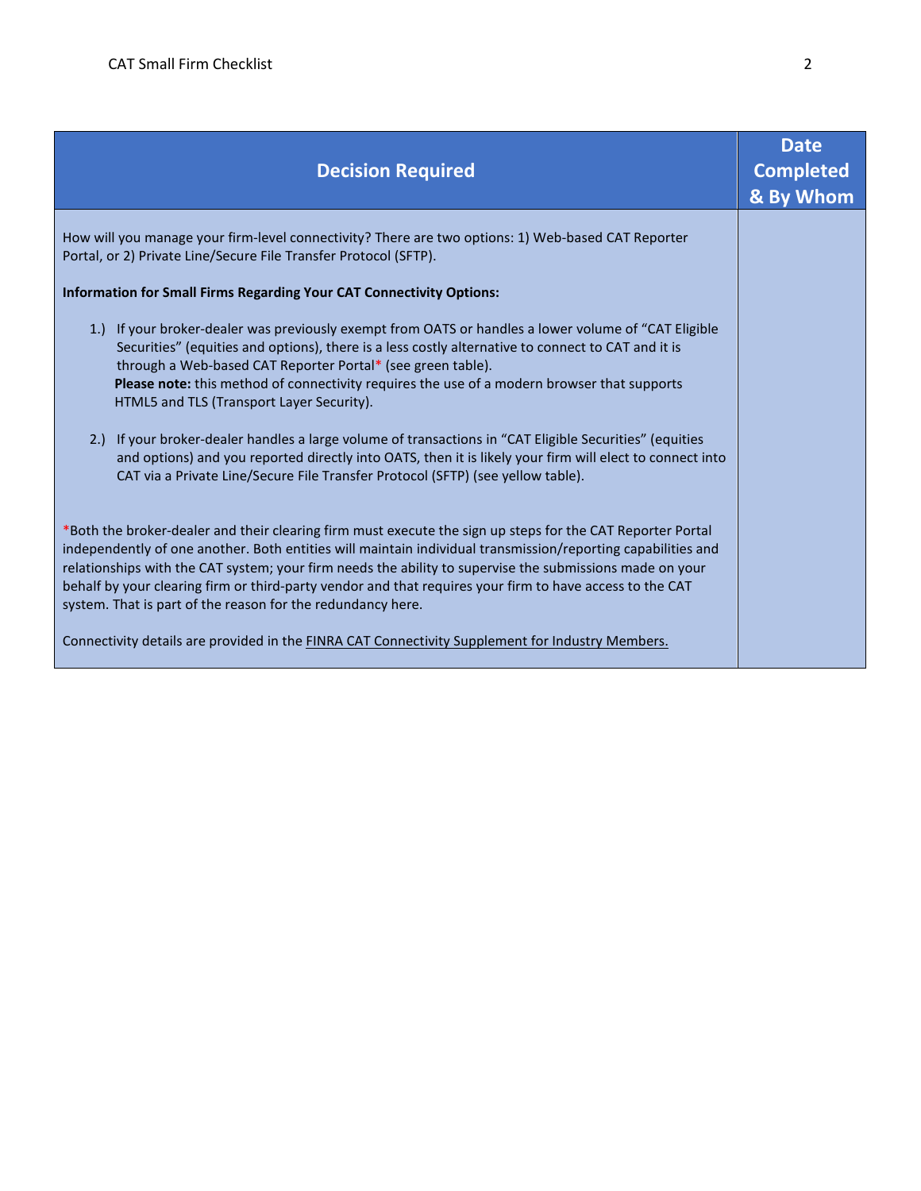| Decision Required | Date Completed & By Whom |
|---|---|
| How will you manage your firm-level connectivity? There are two options: 1) Web-based CAT Reporter Portal, or 2) Private Line/Secure File Transfer Protocol (SFTP).<br><br>**Information for Small Firms Regarding Your CAT Connectivity Options:**<br><br>1.) If your broker-dealer was previously exempt from OATS or handles a lower volume of "CAT Eligible Securities" (equities and options), there is a less costly alternative to connect to CAT and it is through a Web-based CAT Reporter Portal* (see green table).<br>**Please note:** this method of connectivity requires the use of a modern browser that supports HTML5 and TLS (Transport Layer Security).<br><br>2.) If your broker-dealer handles a large volume of transactions in "CAT Eligible Securities" (equities and options) and you reported directly into OATS, then it is likely your firm will elect to connect into CAT via a Private Line/Secure File Transfer Protocol (SFTP) (see yellow table).<br><br>*Both the broker-dealer and their clearing firm must execute the sign up steps for the CAT Reporter Portal independently of one another. Both entities will maintain individual transmission/reporting capabilities and relationships with the CAT system; your firm needs the ability to supervise the submissions made on your behalf by your clearing firm or third-party vendor and that requires your firm to have access to the CAT system. That is part of the reason for the redundancy here.<br><br>Connectivity details are provided in the FINRA CAT Connectivity Supplement for Industry Members. | |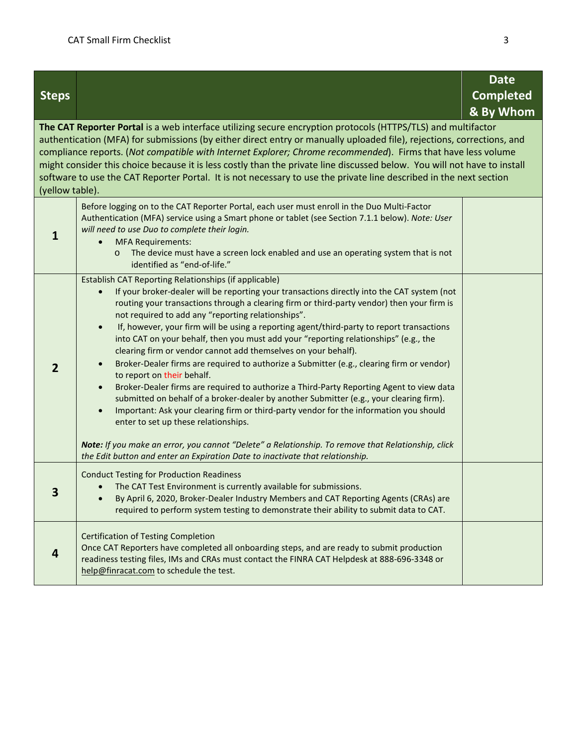| Steps | | Date Completed & By Whom |
|---|---|---|
| **The CAT Reporter Portal** is a web interface utilizing secure encryption protocols (HTTPS/TLS) and multifactor authentication (MFA) for submissions (by either direct entry or manually uploaded file), rejections, corrections, and compliance reports. (*Not compatible with Internet Explorer; Chrome recommended*). Firms that have less volume might consider this choice because it is less costly than the private line discussed below. You will not have to install software to use the CAT Reporter Portal. It is not necessary to use the private line described in the next section (yellow table). | | |
| **1** | Before logging on to the CAT Reporter Portal, each user must enroll in the Duo Multi-Factor Authentication (MFA) service using a Smart phone or tablet (see Section 7.1.1 below). *Note: User will need to use Duo to complete their login.*<br>• MFA Requirements:<br>  o The device must have a screen lock enabled and use an operating system that is not identified as "end-of-life." | |
| **2** | Establish CAT Reporting Relationships (if applicable)<br>• If your broker-dealer will be reporting your transactions directly into the CAT system (not routing your transactions through a clearing firm or third-party vendor) then your firm is not required to add any "reporting relationships".<br>• If, however, your firm will be using a reporting agent/third-party to report transactions into CAT on your behalf, then you must add your "reporting relationships" (e.g., the clearing firm or vendor cannot add themselves on your behalf).<br>• Broker-Dealer firms are required to authorize a Submitter (e.g., clearing firm or vendor) to report on their behalf.<br>• Broker-Dealer firms are required to authorize a Third-Party Reporting Agent to view data submitted on behalf of a broker-dealer by another Submitter (e.g., your clearing firm).<br>• Important: Ask your clearing firm or third-party vendor for the information you should enter to set up these relationships.<br><br>***Note:*** *If you make an error, you cannot "Delete" a Relationship. To remove that Relationship, click the Edit button and enter an Expiration Date to inactivate that relationship.* | |
| **3** | Conduct Testing for Production Readiness<br>• The CAT Test Environment is currently available for submissions.<br>• By April 6, 2020, Broker-Dealer Industry Members and CAT Reporting Agents (CRAs) are required to perform system testing to demonstrate their ability to submit data to CAT. | |
| **4** | Certification of Testing Completion<br>Once CAT Reporters have completed all onboarding steps, and are ready to submit production readiness testing files, IMs and CRAs must contact the FINRA CAT Helpdesk at 888-696-3348 or help@finracat.com to schedule the test. | |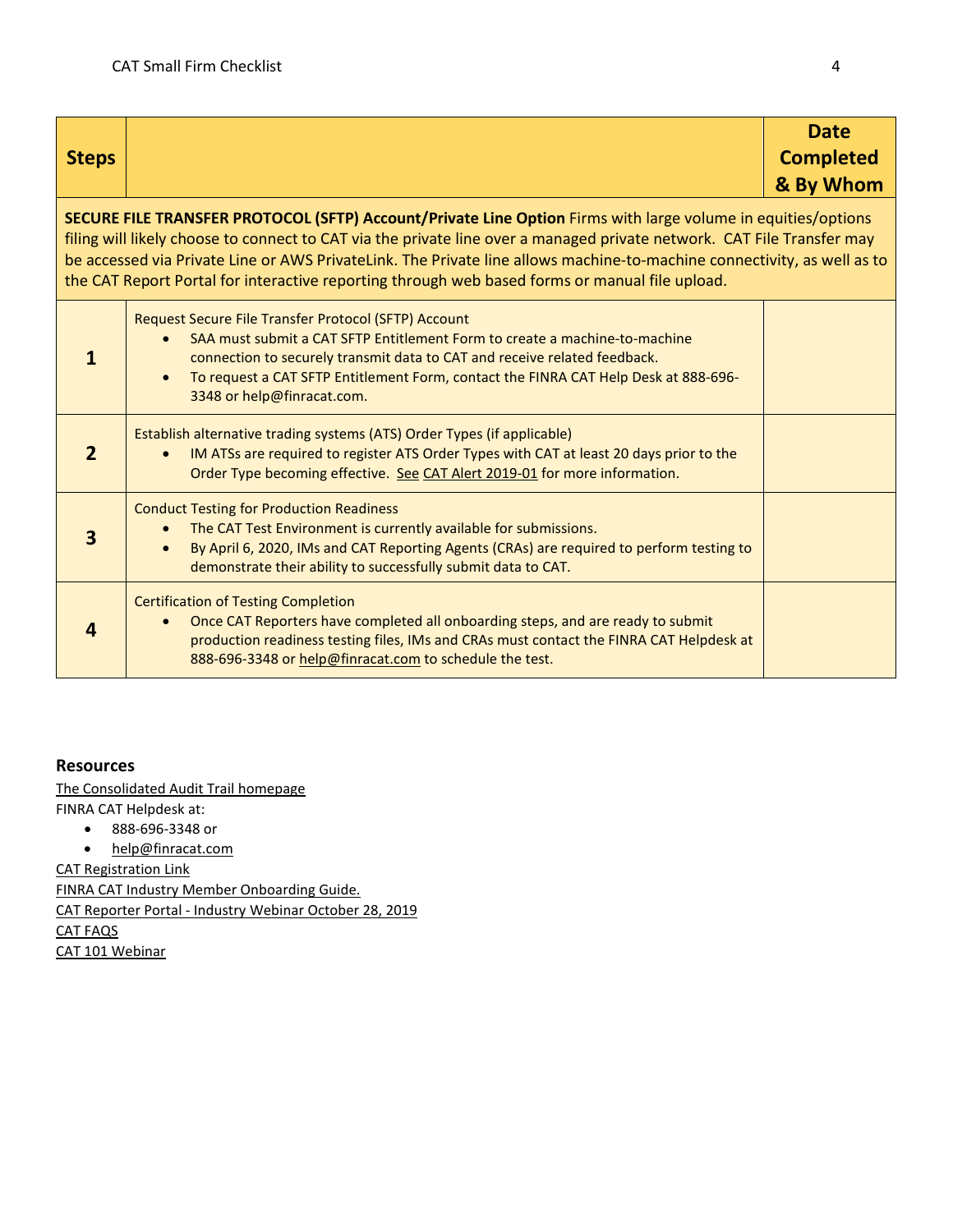| Steps | | Date Completed & By Whom |
| --- | --- | --- |
| **SECURE FILE TRANSFER PROTOCOL (SFTP) Account/Private Line Option** Firms with large volume in equities/options filing will likely choose to connect to CAT via the private line over a managed private network. CAT File Transfer may be accessed via Private Line or AWS PrivateLink. The Private line allows machine-to-machine connectivity, as well as to the CAT Report Portal for interactive reporting through web based forms or manual file upload. | | |
| **1** | Request Secure File Transfer Protocol (SFTP) Account<br>• SAA must submit a CAT SFTP Entitlement Form to create a machine-to-machine connection to securely transmit data to CAT and receive related feedback.<br>• To request a CAT SFTP Entitlement Form, contact the FINRA CAT Help Desk at 888-696-3348 or help@finracat.com. | |
| **2** | Establish alternative trading systems (ATS) Order Types (if applicable)<br>• IM ATSs are required to register ATS Order Types with CAT at least 20 days prior to the Order Type becoming effective. See CAT Alert 2019-01 for more information. | |
| **3** | Conduct Testing for Production Readiness<br>• The CAT Test Environment is currently available for submissions.<br>• By April 6, 2020, IMs and CAT Reporting Agents (CRAs) are required to perform testing to demonstrate their ability to successfully submit data to CAT. | |
| **4** | Certification of Testing Completion<br>• Once CAT Reporters have completed all onboarding steps, and are ready to submit production readiness testing files, IMs and CRAs must contact the FINRA CAT Helpdesk at 888-696-3348 or help@finracat.com to schedule the test. | |

## Resources

The Consolidated Audit Trail homepage

FINRA CAT Helpdesk at:

- 888-696-3348 or
- help@finracat.com

CAT Registration Link

FINRA CAT Industry Member Onboarding Guide.

CAT Reporter Portal - Industry Webinar October 28, 2019

CAT FAQS

CAT 101 Webinar